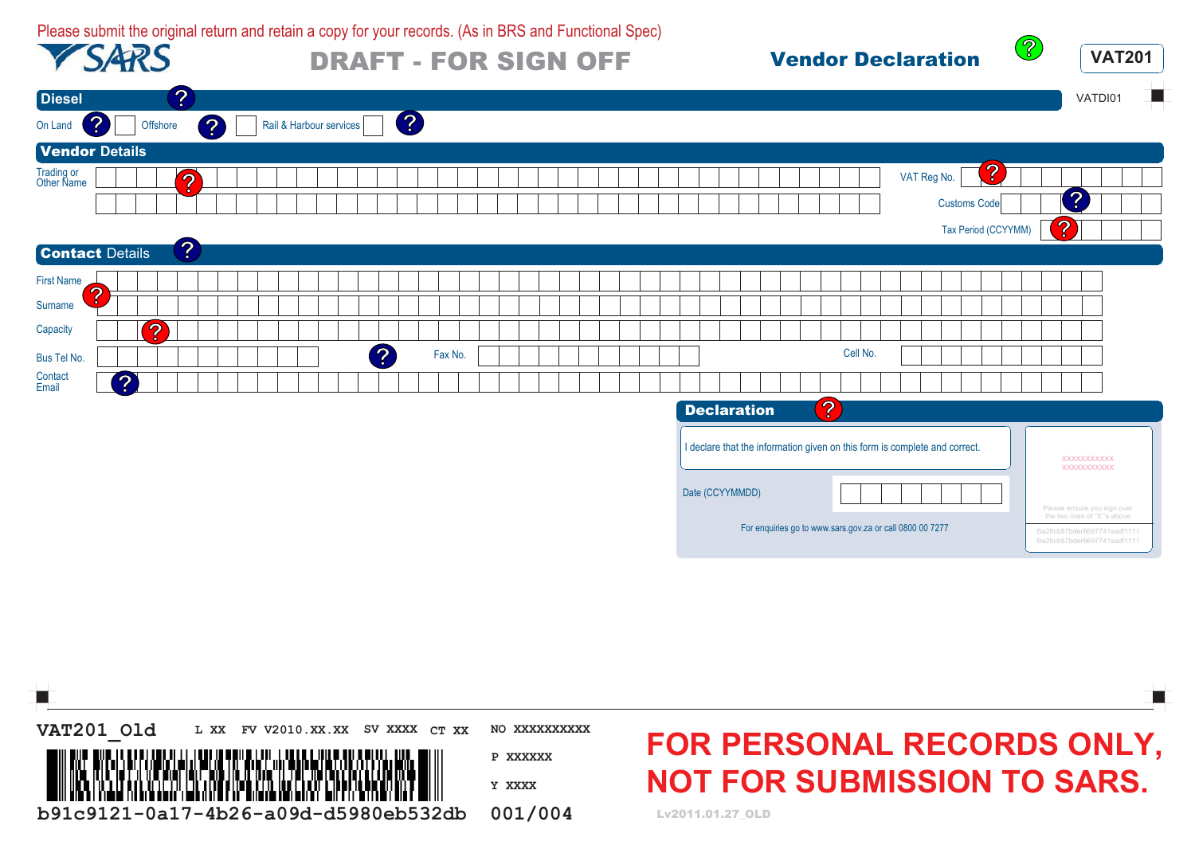Please submit the original return and retain a copy for your records. (As in BRS and Functional Spec)

SARS

# DRAFT - FOR SIGN OFF

## Vendor Declaration

VAT201

VATDI01

## Diesel

On Land ☐ Offshore ☐ Rail & Harbour services ☐

## Vendor Details

Trading or Other Name

VAT Reg No.

Customs Code

Tax Period (CCYYMM)

## Contact Details

First Name

Surname

Capacity

Bus Tel No. Fax No. Cell No.

Contact Email

## Declaration

I declare that the information given on this form is complete and correct.

Date (CCYYMMDD)

For enquiries go to www.sars.gov.za or call 0800 00 7277

XXXXXXXXXXX
XXXXXXXXXXX

Please ensure you sign over the two lines of "X"s above

Ba28cb87bder6697741sadf1111
Ba28cb87bder6697741sadf1111

VAT201_Old L XX FV V2010.XX.XX SV XXXX CT XX NO XXXXXXXXXX

P XXXXXX

Y XXXX

b91c9121-0a17-4b26-a09d-d5980eb532db 001/004

**FOR PERSONAL RECORDS ONLY, NOT FOR SUBMISSION TO SARS.**

Lv2011.01.27_OLD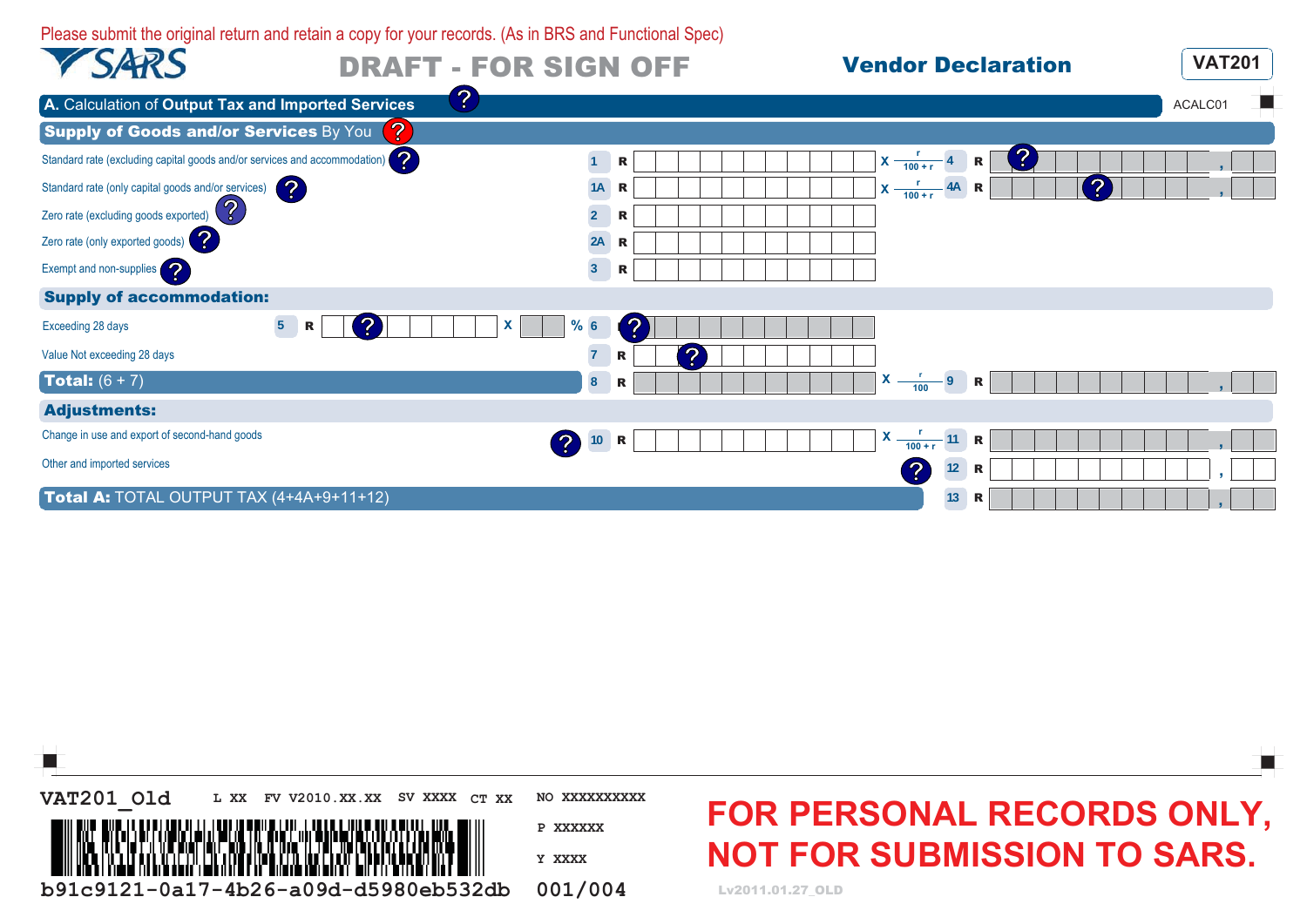Please submit the original return and retain a copy for your records. (As in BRS and Functional Spec)

SARS

**DRAFT - FOR SIGN OFF**

**Vendor Declaration**

**VAT201**

## A. Calculation of **Output Tax and Imported Services**

ACALC01

### Supply of Goods and/or Services By You

| | | | | |
|---|---|---|---|---|
| Standard rate (excluding capital goods and/or services and accommodation) | 1 | R | X $\frac{r}{100 + r}$ | 4 R , |
| Standard rate (only capital goods and/or services) | 1A | R | X $\frac{r}{100 + r}$ | 4A R , |
| Zero rate (excluding goods exported) | 2 | R | | |
| Zero rate (only exported goods) | 2A | R | | |
| Exempt and non-supplies | 3 | R | | |

### Supply of accommodation:

| | | | | |
|---|---|---|---|---|
| Exceeding 28 days | 5 R | X % | 6 | |
| Value Not exceeding 28 days | 7 | R | | |
| **Total:** (6 + 7) | 8 | R | X $\frac{r}{100}$ | 9 R , |

### Adjustments:

| | | | | |
|---|---|---|---|---|
| Change in use and export of second-hand goods | 10 | R | X $\frac{r}{100 + r}$ | 11 R , |
| Other and imported services | | | | 12 R , |
| **Total A:** TOTAL OUTPUT TAX (4+4A+9+11+12) | | | | 13 R , |

VAT201_Old L XX FV V2010.XX.XX SV XXXX CT XX NO XXXXXXXXXX

P XXXXXX

Y XXXX

b91c9121-0a17-4b26-a09d-d5980eb532db 001/004

**FOR PERSONAL RECORDS ONLY, NOT FOR SUBMISSION TO SARS.**

Lv2011.01.27_OLD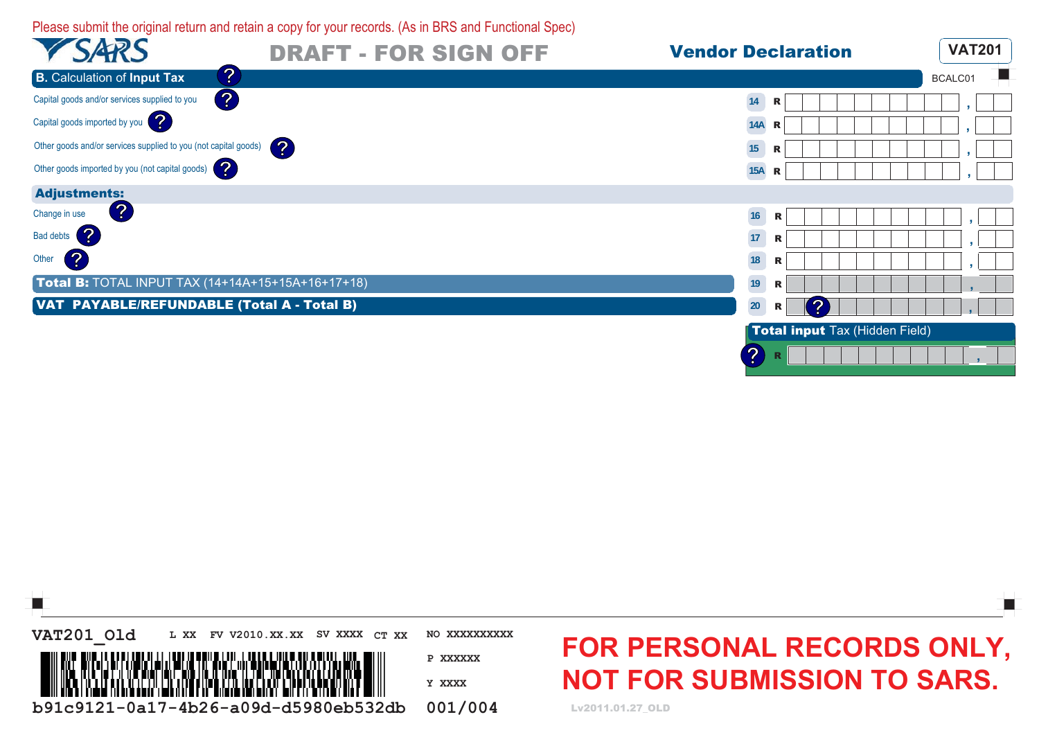Please submit the original return and retain a copy for your records. (As in BRS and Functional Spec)

SARS **DRAFT - FOR SIGN OFF** **Vendor Declaration** **VAT201**

## B. Calculation of Input Tax

BCALC01

| | | | |
|---|---|---|---|
| Capital goods and/or services supplied to you | 14 | R | , |
| Capital goods imported by you | 14A | R | , |
| Other goods and/or services supplied to you (not capital goods) | 15 | R | , |
| Other goods imported by you (not capital goods) | 15A | R | , |

### Adjustments:

| | | | |
|---|---|---|---|
| Change in use | 16 | R | , |
| Bad debts | 17 | R | , |
| Other | 18 | R | , |
| **Total B:** TOTAL INPUT TAX (14+14A+15+15A+16+17+18) | 19 | R | , |
| **VAT PAYABLE/REFUNDABLE (Total A - Total B)** | 20 | R | , |

**Total input** Tax (Hidden Field)

R ,

VAT201_Old L XX FV V2010.XX.XX SV XXXX CT XX NO XXXXXXXXXX

P XXXXXX

Y XXXX

b91c9121-0a17-4b26-a09d-d5980eb532db 001/004

**FOR PERSONAL RECORDS ONLY, NOT FOR SUBMISSION TO SARS.**

Lv2011.01.27_OLD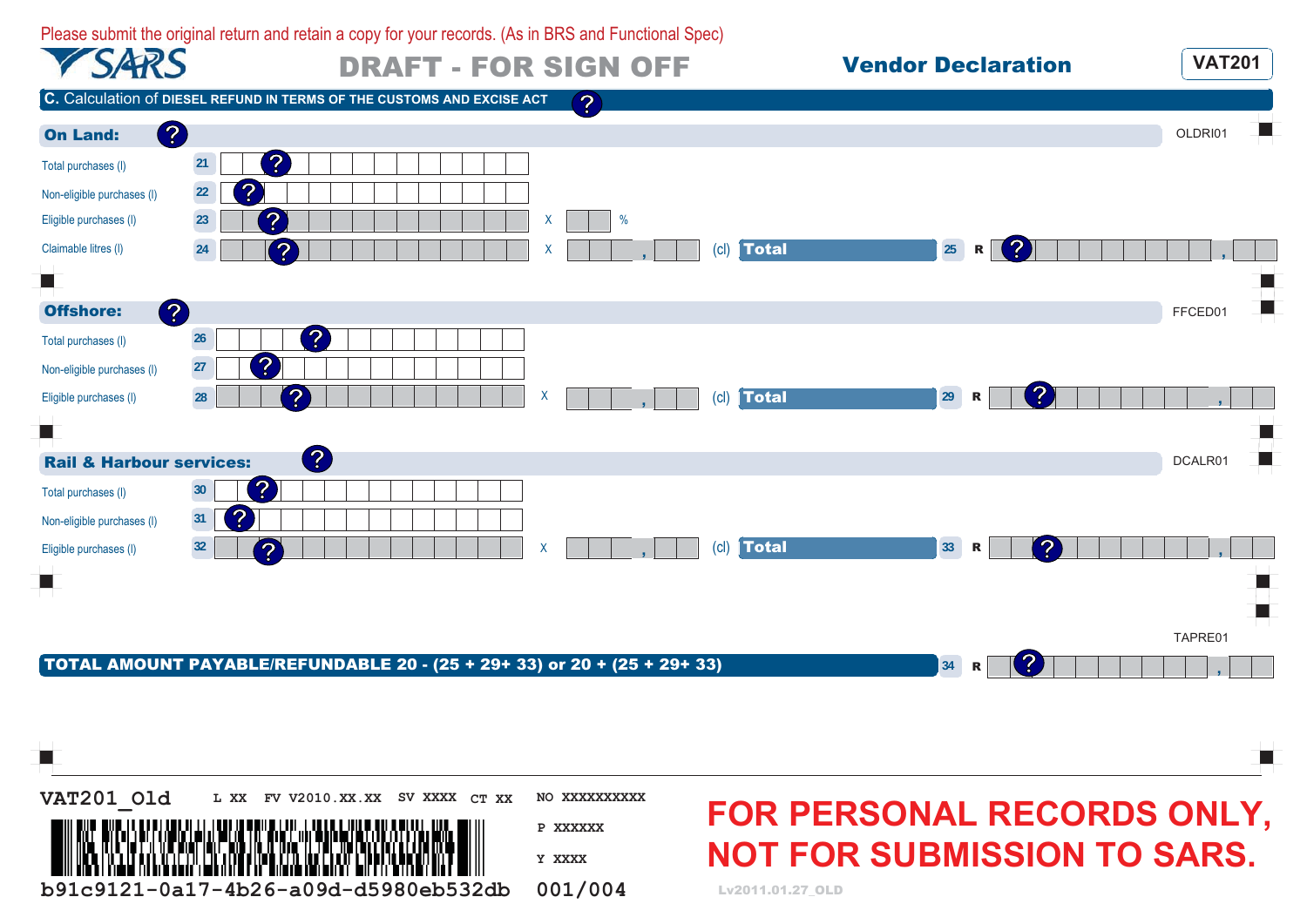Please submit the original return and retain a copy for your records. (As in BRS and Functional Spec)

SARS **DRAFT - FOR SIGN OFF** **Vendor Declaration** **VAT201**

## C. Calculation of DIESEL REFUND IN TERMS OF THE CUSTOMS AND EXCISE ACT

### On Land:

OLDRI01

| | | | | |
|---|---|---|---|---|
| Total purchases (l) | 21 | | | |
| Non-eligible purchases (l) | 22 | | | |
| Eligible purchases (l) | 23 | X % | | |
| Claimable litres (l) | 24 | X , (cl) | Total 25 | R , |

### Offshore:

FFCED01

| | | | | |
|---|---|---|---|---|
| Total purchases (l) | 26 | | | |
| Non-eligible purchases (l) | 27 | | | |
| Eligible purchases (l) | 28 | X , (cl) | Total 29 | R , |

### Rail & Harbour services:

DCALR01

| | | | | |
|---|---|---|---|---|
| Total purchases (l) | 30 | | | |
| Non-eligible purchases (l) | 31 | | | |
| Eligible purchases (l) | 32 | X , (cl) | Total 33 | R , |

TAPRE01

**TOTAL AMOUNT PAYABLE/REFUNDABLE 20 - (25 + 29+ 33) or 20 + (25 + 29+ 33)** 34 R ,

VAT201_Old L XX FV V2010.XX.XX SV XXXX CT XX NO XXXXXXXXXX

P XXXXXX

Y XXXX

b91c9121-0a17-4b26-a09d-d5980eb532db 001/004

**FOR PERSONAL RECORDS ONLY, NOT FOR SUBMISSION TO SARS.**

Lv2011.01.27_OLD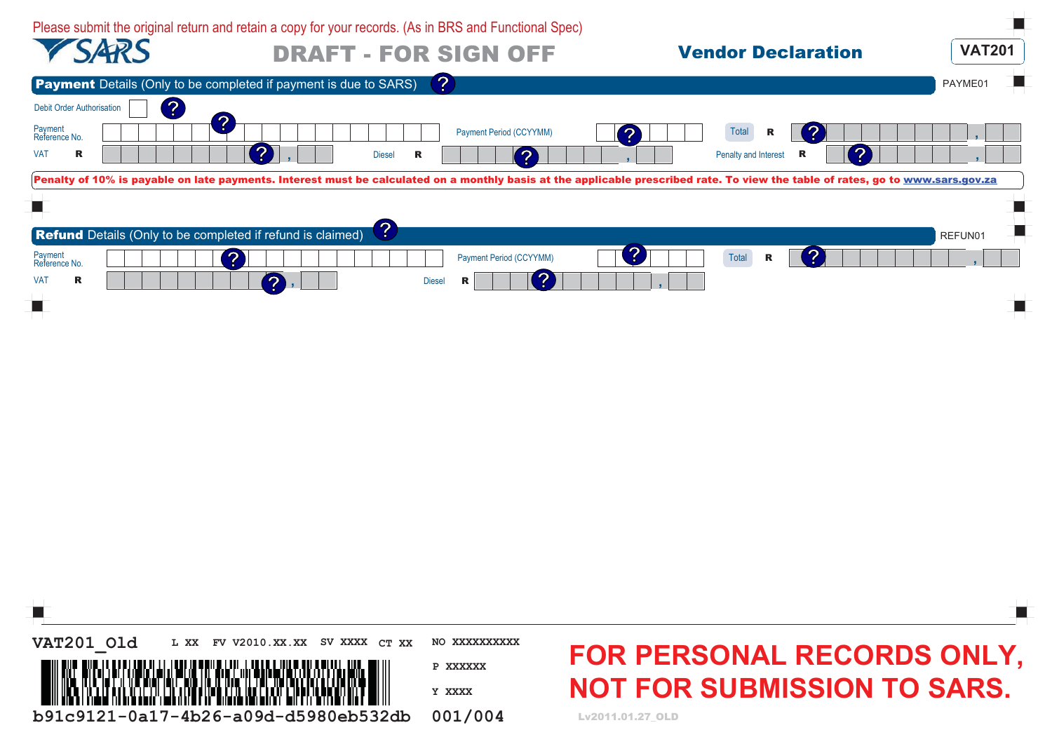Please submit the original return and retain a copy for your records. (As in BRS and Functional Spec)

SARS

DRAFT - FOR SIGN OFF

**Vendor Declaration**

VAT201

## **Payment** Details (Only to be completed if payment is due to SARS)

PAYME01

Debit Order Authorisation

| | | | | | |
|---|---|---|---|---|---|
| Payment Reference No. | | Payment Period (CCYYMM) | | Total | R , |
| VAT | R , | Diesel | R , | Penalty and Interest | R , |

**Penalty of 10% is payable on late payments. Interest must be calculated on a monthly basis at the applicable prescribed rate. To view the table of rates, go to www.sars.gov.za**

## **Refund** Details (Only to be completed if refund is claimed)

REFUN01

| | | | | | |
|---|---|---|---|---|---|
| Payment Reference No. | | Payment Period (CCYYMM) | | Total | R , |
| VAT | R , | Diesel | R , | | |

VAT201_Old L XX FV V2010.XX.XX SV XXXX CT XX NO XXXXXXXXXX

P XXXXXX

Y XXXX

b91c9121-0a17-4b26-a09d-d5980eb532db 001/004

**FOR PERSONAL RECORDS ONLY, NOT FOR SUBMISSION TO SARS.**

Lv2011.01.27_OLD